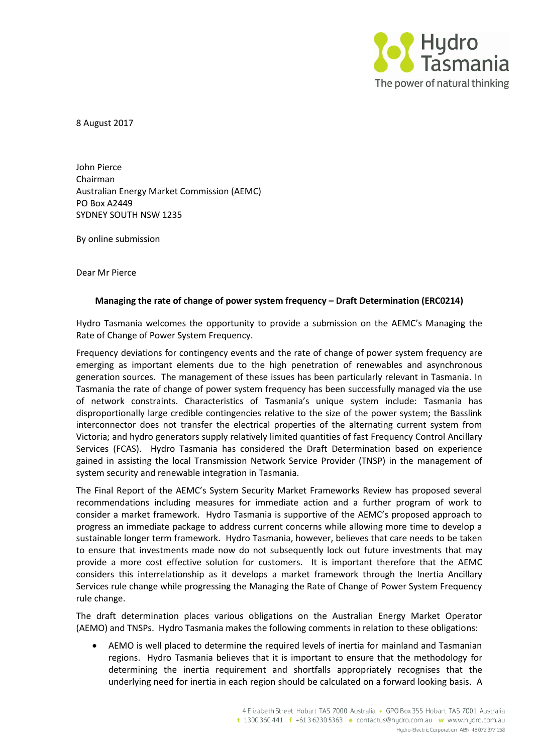8 August 2017

John Pierce
Chairman
Australian Energy Market Commission (AEMC)
PO Box A2449
SYDNEY SOUTH NSW 1235

By online submission

Dear Mr Pierce

**Managing the rate of change of power system frequency – Draft Determination (ERC0214)**

Hydro Tasmania welcomes the opportunity to provide a submission on the AEMC's Managing the Rate of Change of Power System Frequency.

Frequency deviations for contingency events and the rate of change of power system frequency are emerging as important elements due to the high penetration of renewables and asynchronous generation sources. The management of these issues has been particularly relevant in Tasmania. In Tasmania the rate of change of power system frequency has been successfully managed via the use of network constraints. Characteristics of Tasmania's unique system include: Tasmania has disproportionally large credible contingencies relative to the size of the power system; the Basslink interconnector does not transfer the electrical properties of the alternating current system from Victoria; and hydro generators supply relatively limited quantities of fast Frequency Control Ancillary Services (FCAS). Hydro Tasmania has considered the Draft Determination based on experience gained in assisting the local Transmission Network Service Provider (TNSP) in the management of system security and renewable integration in Tasmania.

The Final Report of the AEMC's System Security Market Frameworks Review has proposed several recommendations including measures for immediate action and a further program of work to consider a market framework. Hydro Tasmania is supportive of the AEMC's proposed approach to progress an immediate package to address current concerns while allowing more time to develop a sustainable longer term framework. Hydro Tasmania, however, believes that care needs to be taken to ensure that investments made now do not subsequently lock out future investments that may provide a more cost effective solution for customers. It is important therefore that the AEMC considers this interrelationship as it develops a market framework through the Inertia Ancillary Services rule change while progressing the Managing the Rate of Change of Power System Frequency rule change.

The draft determination places various obligations on the Australian Energy Market Operator (AEMO) and TNSPs. Hydro Tasmania makes the following comments in relation to these obligations:

- AEMO is well placed to determine the required levels of inertia for mainland and Tasmanian regions. Hydro Tasmania believes that it is important to ensure that the methodology for determining the inertia requirement and shortfalls appropriately recognises that the underlying need for inertia in each region should be calculated on a forward looking basis. A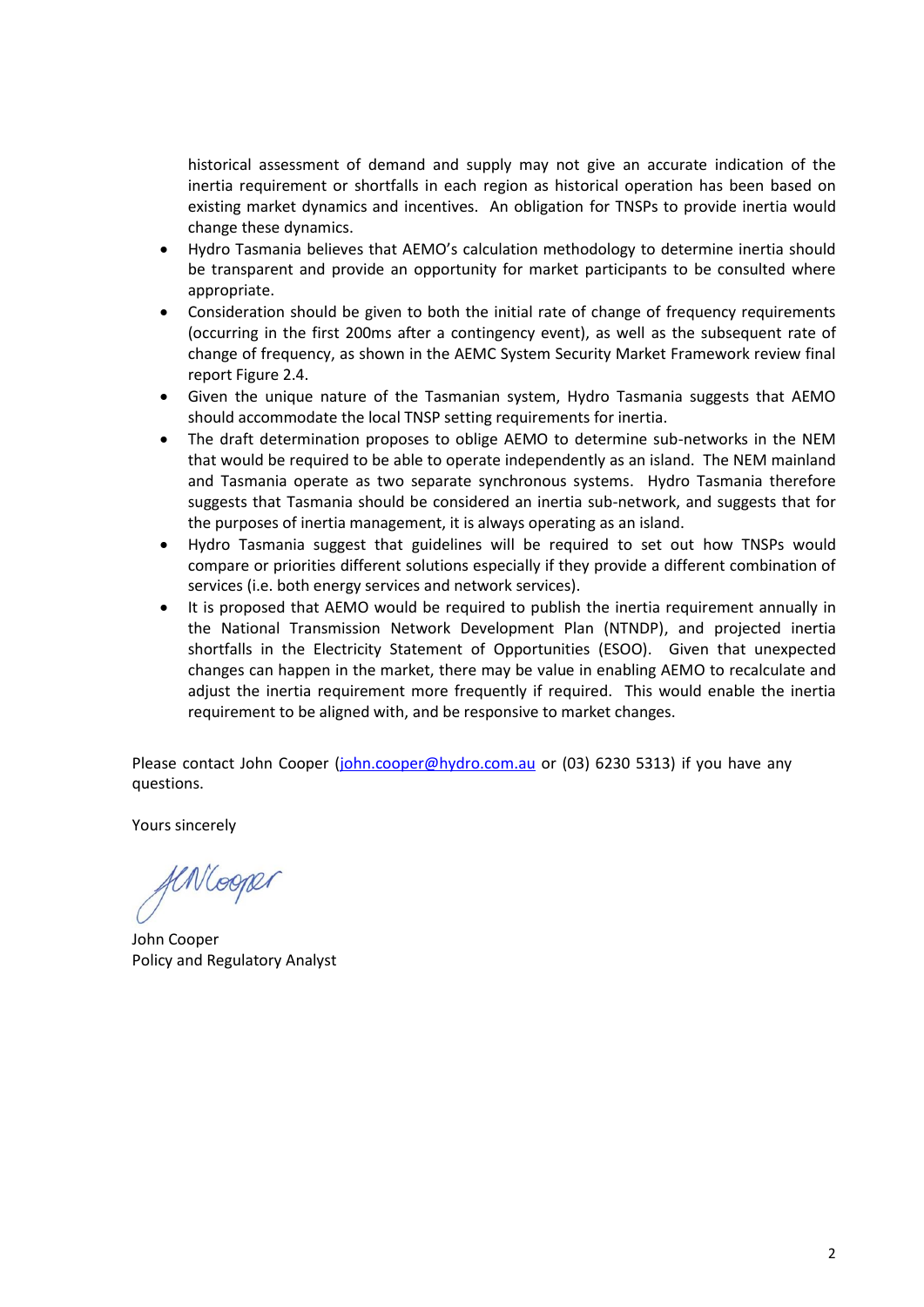historical assessment of demand and supply may not give an accurate indication of the inertia requirement or shortfalls in each region as historical operation has been based on existing market dynamics and incentives. An obligation for TNSPs to provide inertia would change these dynamics.

- Hydro Tasmania believes that AEMO's calculation methodology to determine inertia should be transparent and provide an opportunity for market participants to be consulted where appropriate.
- Consideration should be given to both the initial rate of change of frequency requirements (occurring in the first 200ms after a contingency event), as well as the subsequent rate of change of frequency, as shown in the AEMC System Security Market Framework review final report Figure 2.4.
- Given the unique nature of the Tasmanian system, Hydro Tasmania suggests that AEMO should accommodate the local TNSP setting requirements for inertia.
- The draft determination proposes to oblige AEMO to determine sub-networks in the NEM that would be required to be able to operate independently as an island. The NEM mainland and Tasmania operate as two separate synchronous systems. Hydro Tasmania therefore suggests that Tasmania should be considered an inertia sub-network, and suggests that for the purposes of inertia management, it is always operating as an island.
- Hydro Tasmania suggest that guidelines will be required to set out how TNSPs would compare or priorities different solutions especially if they provide a different combination of services (i.e. both energy services and network services).
- It is proposed that AEMO would be required to publish the inertia requirement annually in the National Transmission Network Development Plan (NTNDP), and projected inertia shortfalls in the Electricity Statement of Opportunities (ESOO). Given that unexpected changes can happen in the market, there may be value in enabling AEMO to recalculate and adjust the inertia requirement more frequently if required. This would enable the inertia requirement to be aligned with, and be responsive to market changes.

Please contact John Cooper (john.cooper@hydro.com.au or (03) 6230 5313) if you have any questions.

Yours sincerely

John Cooper
Policy and Regulatory Analyst